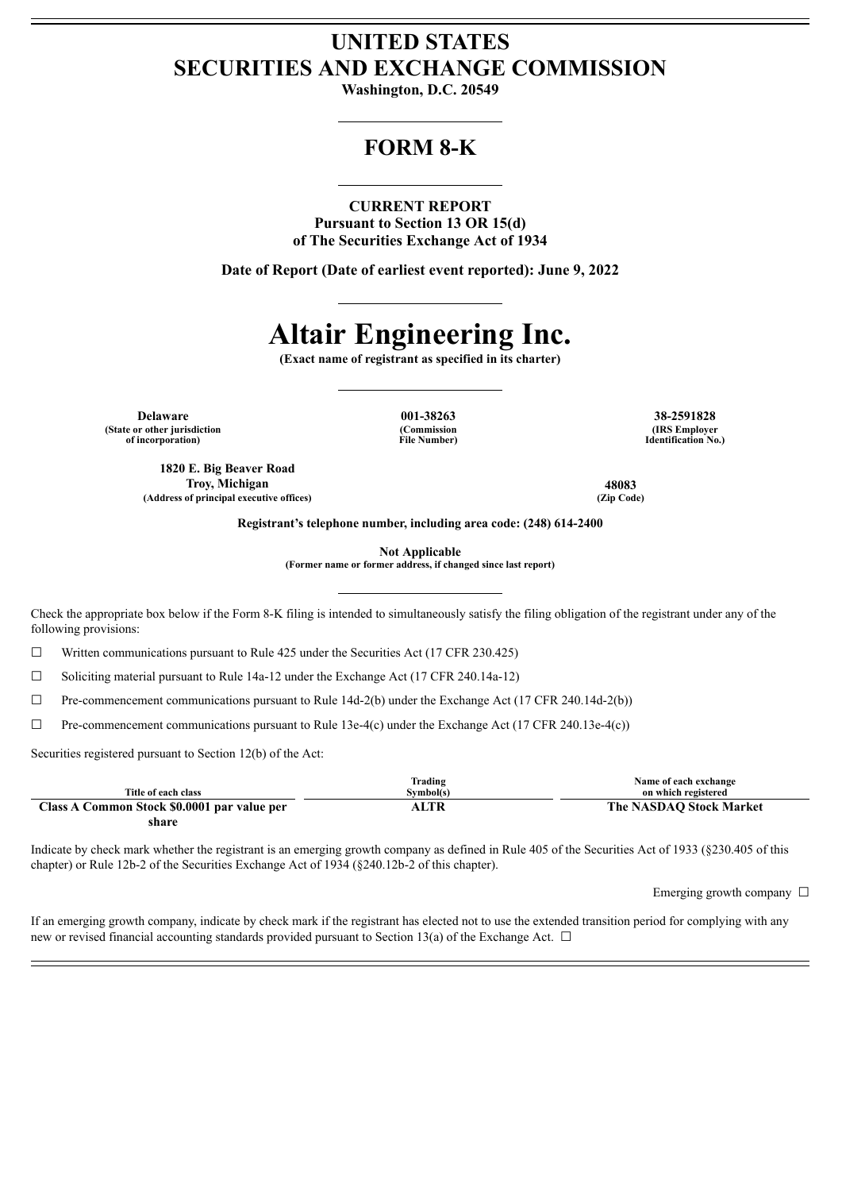# UNITED STATES
# SECURITIES AND EXCHANGE COMMISSION

**Washington, D.C. 20549**

## FORM 8-K

**CURRENT REPORT**
**Pursuant to Section 13 OR 15(d)**
**of The Securities Exchange Act of 1934**

**Date of Report (Date of earliest event reported): June 9, 2022**

# Altair Engineering Inc.

**(Exact name of registrant as specified in its charter)**

| | | |
|---|---|---|
| **Delaware** | **001-38263** | **38-2591828** |
| **(State or other jurisdiction of incorporation)** | **(Commission File Number)** | **(IRS Employer Identification No.)** |

| | |
|---|---|
| **1820 E. Big Beaver Road Troy, Michigan** | **48083** |
| **(Address of principal executive offices)** | **(Zip Code)** |

**Registrant's telephone number, including area code: (248) 614-2400**

**Not Applicable**
**(Former name or former address, if changed since last report)**

Check the appropriate box below if the Form 8-K filing is intended to simultaneously satisfy the filing obligation of the registrant under any of the following provisions:

☐ Written communications pursuant to Rule 425 under the Securities Act (17 CFR 230.425)

☐ Soliciting material pursuant to Rule 14a-12 under the Exchange Act (17 CFR 240.14a-12)

☐ Pre-commencement communications pursuant to Rule 14d-2(b) under the Exchange Act (17 CFR 240.14d-2(b))

☐ Pre-commencement communications pursuant to Rule 13e-4(c) under the Exchange Act (17 CFR 240.13e-4(c))

Securities registered pursuant to Section 12(b) of the Act:

| Title of each class | Trading Symbol(s) | Name of each exchange on which registered |
|---|---|---|
| **Class A Common Stock $0.0001 par value per share** | **ALTR** | **The NASDAQ Stock Market** |

Indicate by check mark whether the registrant is an emerging growth company as defined in Rule 405 of the Securities Act of 1933 (§230.405 of this chapter) or Rule 12b-2 of the Securities Exchange Act of 1934 (§240.12b-2 of this chapter).

Emerging growth company ☐

If an emerging growth company, indicate by check mark if the registrant has elected not to use the extended transition period for complying with any new or revised financial accounting standards provided pursuant to Section 13(a) of the Exchange Act. ☐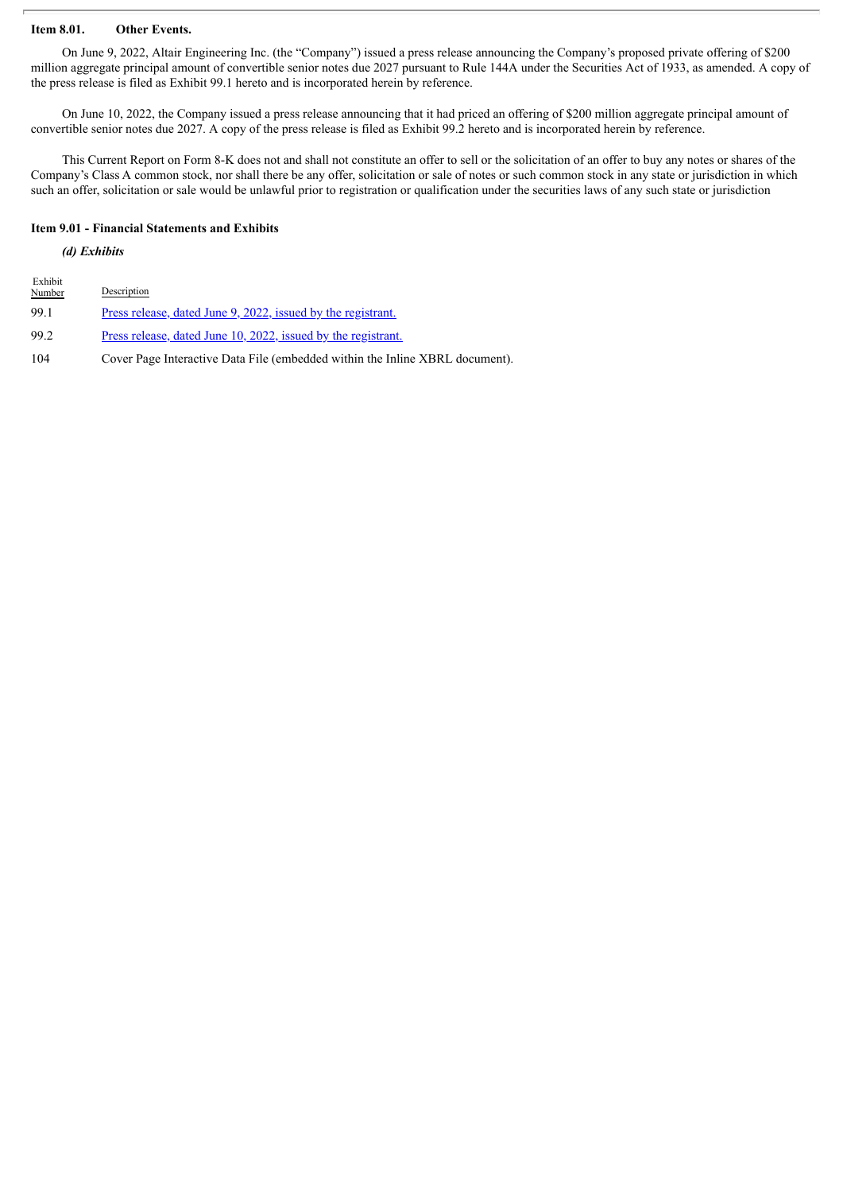**Item 8.01. Other Events.**

On June 9, 2022, Altair Engineering Inc. (the "Company") issued a press release announcing the Company's proposed private offering of $200 million aggregate principal amount of convertible senior notes due 2027 pursuant to Rule 144A under the Securities Act of 1933, as amended. A copy of the press release is filed as Exhibit 99.1 hereto and is incorporated herein by reference.

On June 10, 2022, the Company issued a press release announcing that it had priced an offering of $200 million aggregate principal amount of convertible senior notes due 2027. A copy of the press release is filed as Exhibit 99.2 hereto and is incorporated herein by reference.

This Current Report on Form 8-K does not and shall not constitute an offer to sell or the solicitation of an offer to buy any notes or shares of the Company's Class A common stock, nor shall there be any offer, solicitation or sale of notes or such common stock in any state or jurisdiction in which such an offer, solicitation or sale would be unlawful prior to registration or qualification under the securities laws of any such state or jurisdiction

**Item 9.01 - Financial Statements and Exhibits**

***(d) Exhibits***

| Exhibit Number | Description |
|---|---|
| 99.1 | Press release, dated June 9, 2022, issued by the registrant. |
| 99.2 | Press release, dated June 10, 2022, issued by the registrant. |
| 104 | Cover Page Interactive Data File (embedded within the Inline XBRL document). |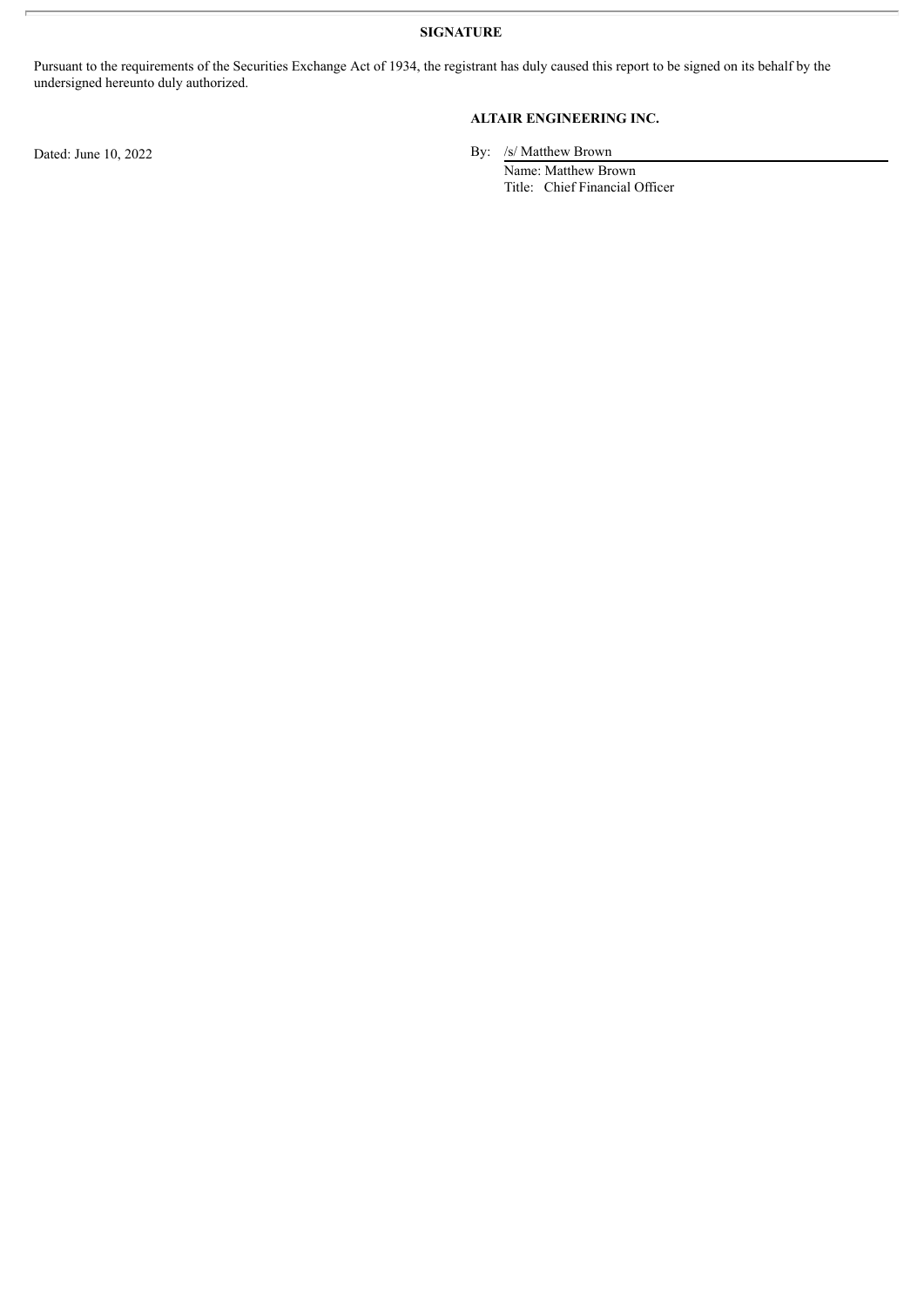## SIGNATURE

Pursuant to the requirements of the Securities Exchange Act of 1934, the registrant has duly caused this report to be signed on its behalf by the undersigned hereunto duly authorized.

**ALTAIR ENGINEERING INC.**

Dated: June 10, 2022

By: /s/ Matthew Brown

Name: Matthew Brown

Title: Chief Financial Officer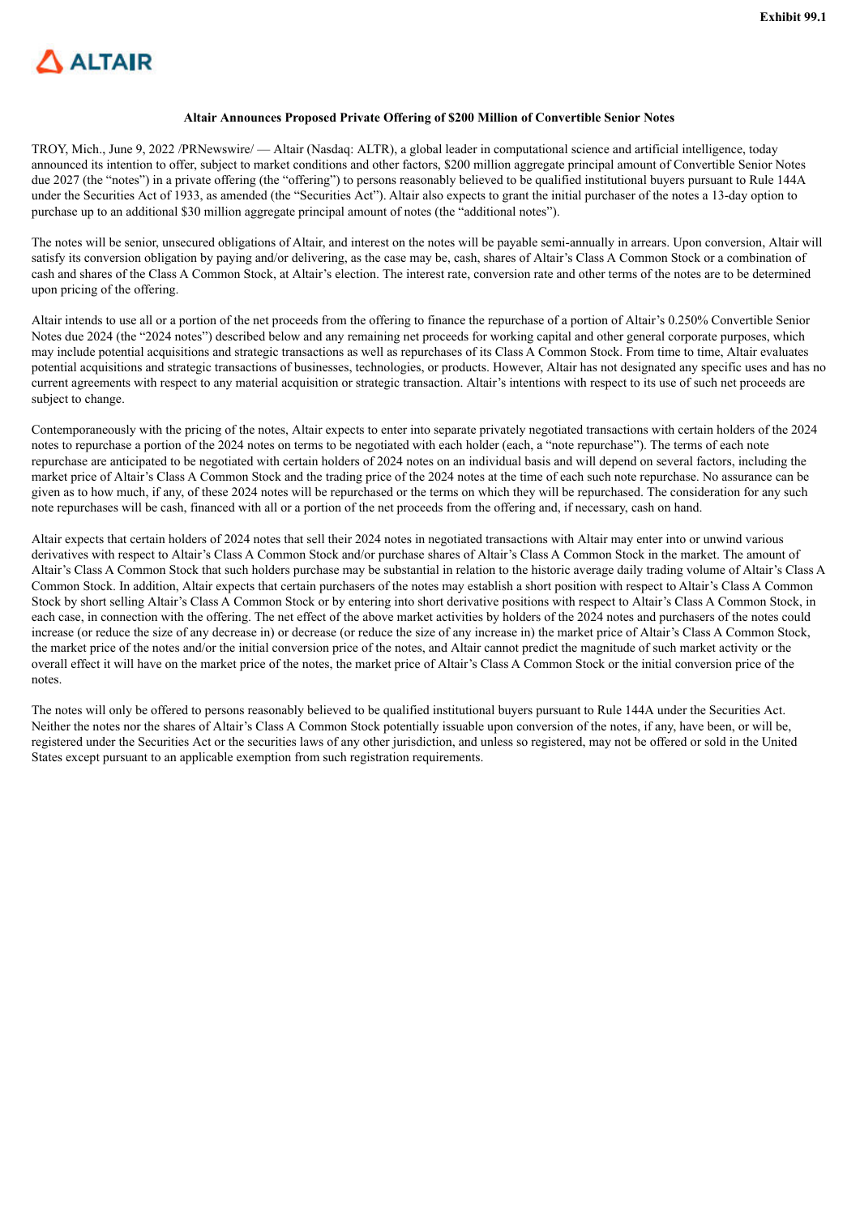Exhibit 99.1

ALTAIR

**Altair Announces Proposed Private Offering of $200 Million of Convertible Senior Notes**

TROY, Mich., June 9, 2022 /PRNewswire/ — Altair (Nasdaq: ALTR), a global leader in computational science and artificial intelligence, today announced its intention to offer, subject to market conditions and other factors, $200 million aggregate principal amount of Convertible Senior Notes due 2027 (the "notes") in a private offering (the "offering") to persons reasonably believed to be qualified institutional buyers pursuant to Rule 144A under the Securities Act of 1933, as amended (the "Securities Act"). Altair also expects to grant the initial purchaser of the notes a 13-day option to purchase up to an additional $30 million aggregate principal amount of notes (the "additional notes").

The notes will be senior, unsecured obligations of Altair, and interest on the notes will be payable semi-annually in arrears. Upon conversion, Altair will satisfy its conversion obligation by paying and/or delivering, as the case may be, cash, shares of Altair's Class A Common Stock or a combination of cash and shares of the Class A Common Stock, at Altair's election. The interest rate, conversion rate and other terms of the notes are to be determined upon pricing of the offering.

Altair intends to use all or a portion of the net proceeds from the offering to finance the repurchase of a portion of Altair's 0.250% Convertible Senior Notes due 2024 (the "2024 notes") described below and any remaining net proceeds for working capital and other general corporate purposes, which may include potential acquisitions and strategic transactions as well as repurchases of its Class A Common Stock. From time to time, Altair evaluates potential acquisitions and strategic transactions of businesses, technologies, or products. However, Altair has not designated any specific uses and has no current agreements with respect to any material acquisition or strategic transaction. Altair's intentions with respect to its use of such net proceeds are subject to change.

Contemporaneously with the pricing of the notes, Altair expects to enter into separate privately negotiated transactions with certain holders of the 2024 notes to repurchase a portion of the 2024 notes on terms to be negotiated with each holder (each, a "note repurchase"). The terms of each note repurchase are anticipated to be negotiated with certain holders of 2024 notes on an individual basis and will depend on several factors, including the market price of Altair's Class A Common Stock and the trading price of the 2024 notes at the time of each such note repurchase. No assurance can be given as to how much, if any, of these 2024 notes will be repurchased or the terms on which they will be repurchased. The consideration for any such note repurchases will be cash, financed with all or a portion of the net proceeds from the offering and, if necessary, cash on hand.

Altair expects that certain holders of 2024 notes that sell their 2024 notes in negotiated transactions with Altair may enter into or unwind various derivatives with respect to Altair's Class A Common Stock and/or purchase shares of Altair's Class A Common Stock in the market. The amount of Altair's Class A Common Stock that such holders purchase may be substantial in relation to the historic average daily trading volume of Altair's Class A Common Stock. In addition, Altair expects that certain purchasers of the notes may establish a short position with respect to Altair's Class A Common Stock by short selling Altair's Class A Common Stock or by entering into short derivative positions with respect to Altair's Class A Common Stock, in each case, in connection with the offering. The net effect of the above market activities by holders of the 2024 notes and purchasers of the notes could increase (or reduce the size of any decrease in) or decrease (or reduce the size of any increase in) the market price of Altair's Class A Common Stock, the market price of the notes and/or the initial conversion price of the notes, and Altair cannot predict the magnitude of such market activity or the overall effect it will have on the market price of the notes, the market price of Altair's Class A Common Stock or the initial conversion price of the notes.

The notes will only be offered to persons reasonably believed to be qualified institutional buyers pursuant to Rule 144A under the Securities Act. Neither the notes nor the shares of Altair's Class A Common Stock potentially issuable upon conversion of the notes, if any, have been, or will be, registered under the Securities Act or the securities laws of any other jurisdiction, and unless so registered, may not be offered or sold in the United States except pursuant to an applicable exemption from such registration requirements.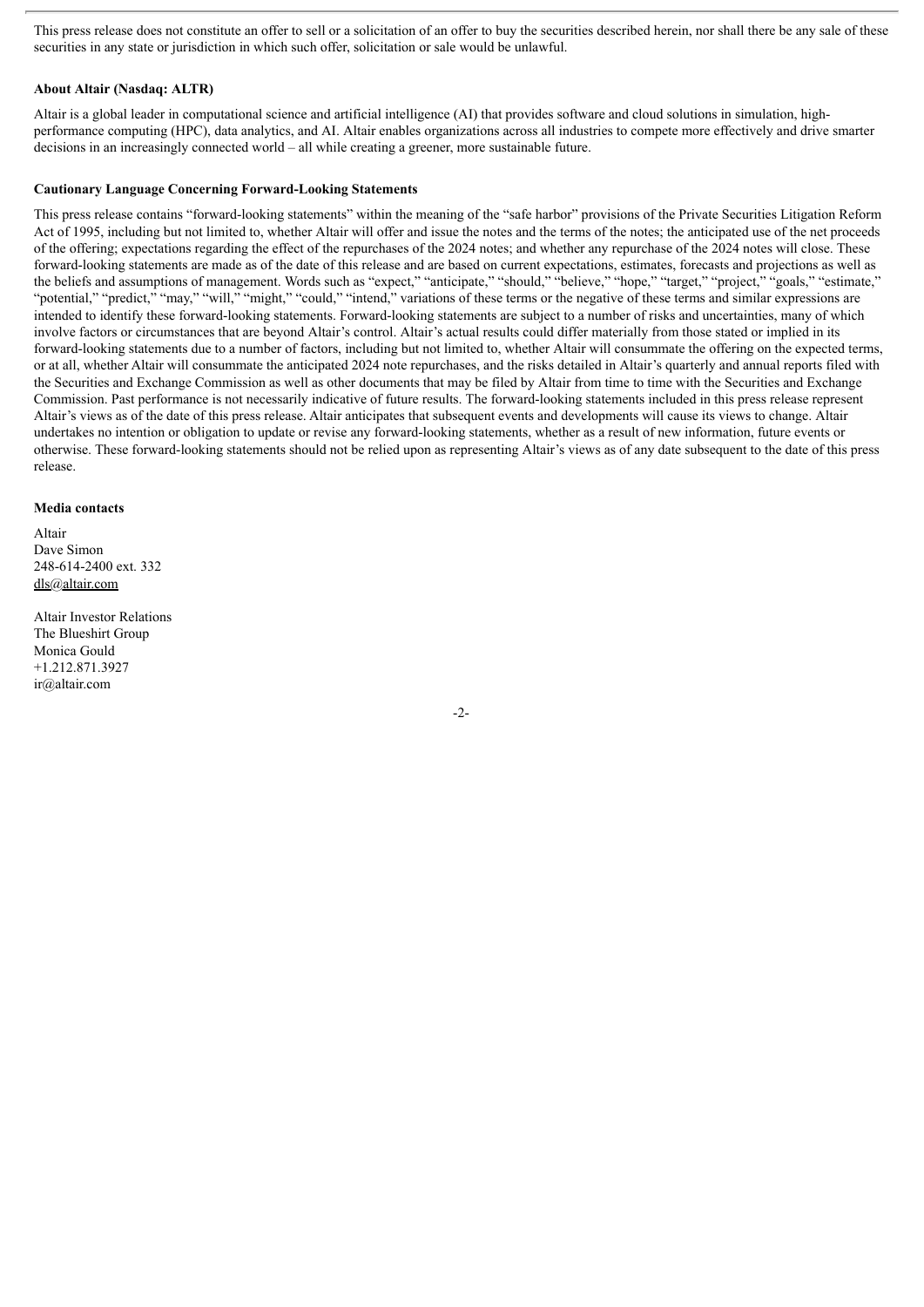This press release does not constitute an offer to sell or a solicitation of an offer to buy the securities described herein, nor shall there be any sale of these securities in any state or jurisdiction in which such offer, solicitation or sale would be unlawful.

**About Altair (Nasdaq: ALTR)**

Altair is a global leader in computational science and artificial intelligence (AI) that provides software and cloud solutions in simulation, high-performance computing (HPC), data analytics, and AI. Altair enables organizations across all industries to compete more effectively and drive smarter decisions in an increasingly connected world – all while creating a greener, more sustainable future.

**Cautionary Language Concerning Forward-Looking Statements**

This press release contains "forward-looking statements" within the meaning of the "safe harbor" provisions of the Private Securities Litigation Reform Act of 1995, including but not limited to, whether Altair will offer and issue the notes and the terms of the notes; the anticipated use of the net proceeds of the offering; expectations regarding the effect of the repurchases of the 2024 notes; and whether any repurchase of the 2024 notes will close. These forward-looking statements are made as of the date of this release and are based on current expectations, estimates, forecasts and projections as well as the beliefs and assumptions of management. Words such as "expect," "anticipate," "should," "believe," "hope," "target," "project," "goals," "estimate," "potential," "predict," "may," "will," "might," "could," "intend," variations of these terms or the negative of these terms and similar expressions are intended to identify these forward-looking statements. Forward-looking statements are subject to a number of risks and uncertainties, many of which involve factors or circumstances that are beyond Altair's control. Altair's actual results could differ materially from those stated or implied in its forward-looking statements due to a number of factors, including but not limited to, whether Altair will consummate the offering on the expected terms, or at all, whether Altair will consummate the anticipated 2024 note repurchases, and the risks detailed in Altair's quarterly and annual reports filed with the Securities and Exchange Commission as well as other documents that may be filed by Altair from time to time with the Securities and Exchange Commission. Past performance is not necessarily indicative of future results. The forward-looking statements included in this press release represent Altair's views as of the date of this press release. Altair anticipates that subsequent events and developments will cause its views to change. Altair undertakes no intention or obligation to update or revise any forward-looking statements, whether as a result of new information, future events or otherwise. These forward-looking statements should not be relied upon as representing Altair's views as of any date subsequent to the date of this press release.

**Media contacts**

Altair
Dave Simon
248-614-2400 ext. 332
dls@altair.com

Altair Investor Relations
The Blueshirt Group
Monica Gould
+1.212.871.3927
ir@altair.com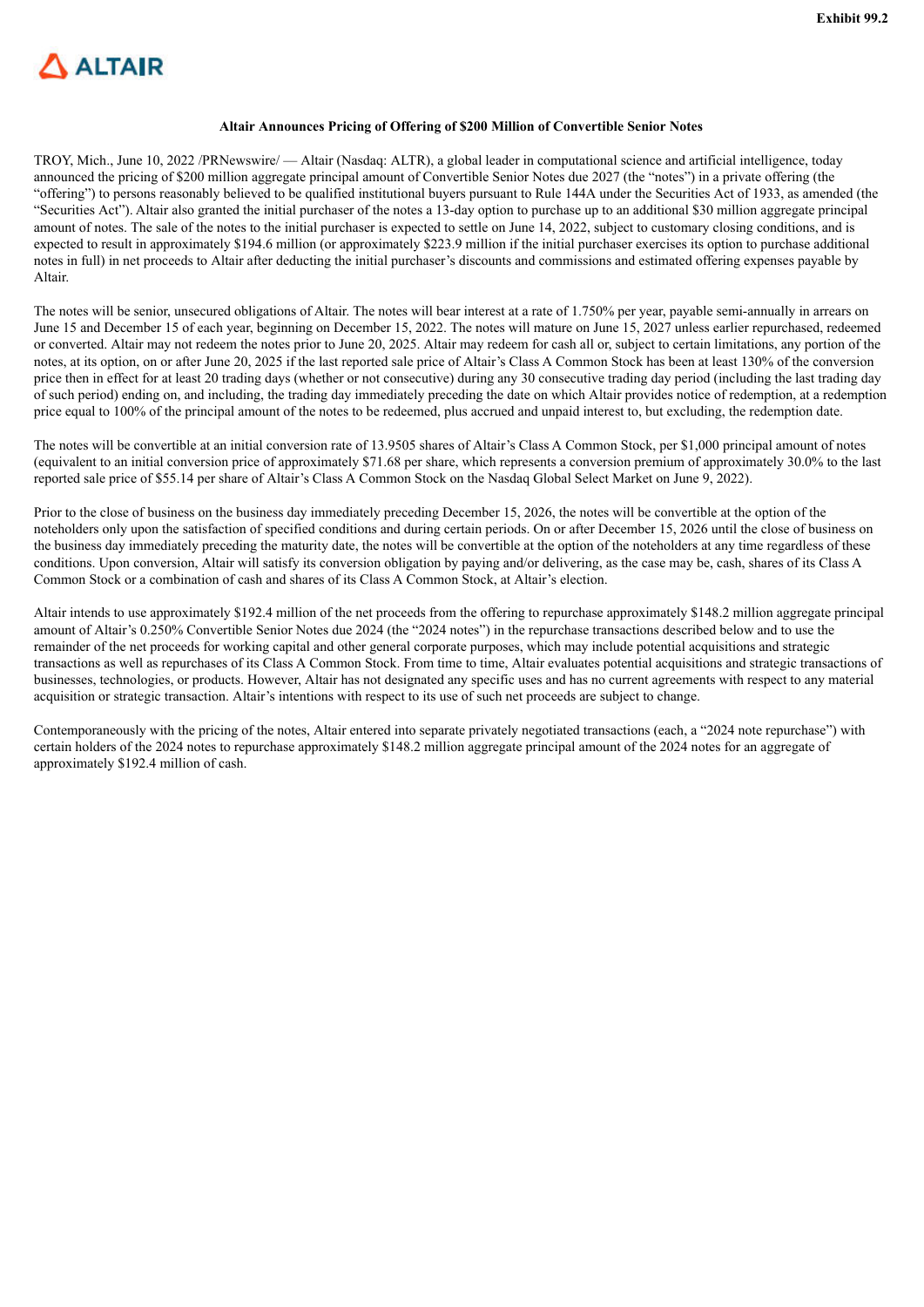Exhibit 99.2

ALTAIR

**Altair Announces Pricing of Offering of $200 Million of Convertible Senior Notes**

TROY, Mich., June 10, 2022 /PRNewswire/ — Altair (Nasdaq: ALTR), a global leader in computational science and artificial intelligence, today announced the pricing of $200 million aggregate principal amount of Convertible Senior Notes due 2027 (the "notes") in a private offering (the "offering") to persons reasonably believed to be qualified institutional buyers pursuant to Rule 144A under the Securities Act of 1933, as amended (the "Securities Act"). Altair also granted the initial purchaser of the notes a 13-day option to purchase up to an additional $30 million aggregate principal amount of notes. The sale of the notes to the initial purchaser is expected to settle on June 14, 2022, subject to customary closing conditions, and is expected to result in approximately $194.6 million (or approximately $223.9 million if the initial purchaser exercises its option to purchase additional notes in full) in net proceeds to Altair after deducting the initial purchaser's discounts and commissions and estimated offering expenses payable by Altair.

The notes will be senior, unsecured obligations of Altair. The notes will bear interest at a rate of 1.750% per year, payable semi-annually in arrears on June 15 and December 15 of each year, beginning on December 15, 2022. The notes will mature on June 15, 2027 unless earlier repurchased, redeemed or converted. Altair may not redeem the notes prior to June 20, 2025. Altair may redeem for cash all or, subject to certain limitations, any portion of the notes, at its option, on or after June 20, 2025 if the last reported sale price of Altair's Class A Common Stock has been at least 130% of the conversion price then in effect for at least 20 trading days (whether or not consecutive) during any 30 consecutive trading day period (including the last trading day of such period) ending on, and including, the trading day immediately preceding the date on which Altair provides notice of redemption, at a redemption price equal to 100% of the principal amount of the notes to be redeemed, plus accrued and unpaid interest to, but excluding, the redemption date.

The notes will be convertible at an initial conversion rate of 13.9505 shares of Altair's Class A Common Stock, per $1,000 principal amount of notes (equivalent to an initial conversion price of approximately $71.68 per share, which represents a conversion premium of approximately 30.0% to the last reported sale price of $55.14 per share of Altair's Class A Common Stock on the Nasdaq Global Select Market on June 9, 2022).

Prior to the close of business on the business day immediately preceding December 15, 2026, the notes will be convertible at the option of the noteholders only upon the satisfaction of specified conditions and during certain periods. On or after December 15, 2026 until the close of business on the business day immediately preceding the maturity date, the notes will be convertible at the option of the noteholders at any time regardless of these conditions. Upon conversion, Altair will satisfy its conversion obligation by paying and/or delivering, as the case may be, cash, shares of its Class A Common Stock or a combination of cash and shares of its Class A Common Stock, at Altair's election.

Altair intends to use approximately $192.4 million of the net proceeds from the offering to repurchase approximately $148.2 million aggregate principal amount of Altair's 0.250% Convertible Senior Notes due 2024 (the "2024 notes") in the repurchase transactions described below and to use the remainder of the net proceeds for working capital and other general corporate purposes, which may include potential acquisitions and strategic transactions as well as repurchases of its Class A Common Stock. From time to time, Altair evaluates potential acquisitions and strategic transactions of businesses, technologies, or products. However, Altair has not designated any specific uses and has no current agreements with respect to any material acquisition or strategic transaction. Altair's intentions with respect to its use of such net proceeds are subject to change.

Contemporaneously with the pricing of the notes, Altair entered into separate privately negotiated transactions (each, a "2024 note repurchase") with certain holders of the 2024 notes to repurchase approximately $148.2 million aggregate principal amount of the 2024 notes for an aggregate of approximately $192.4 million of cash.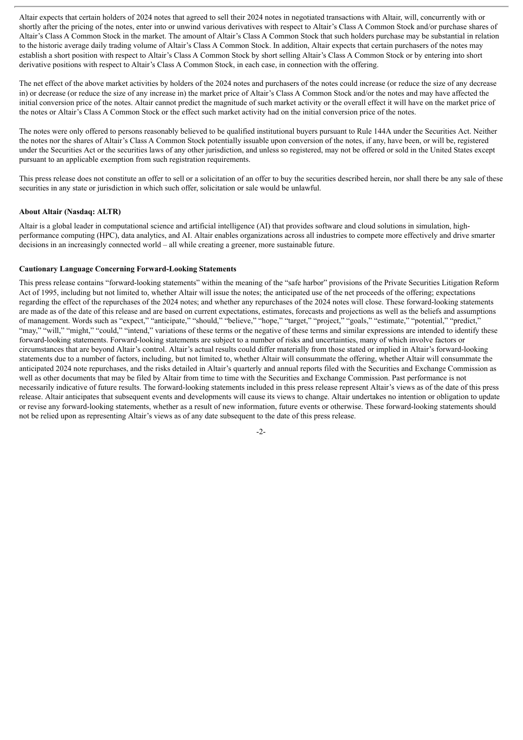Altair expects that certain holders of 2024 notes that agreed to sell their 2024 notes in negotiated transactions with Altair, will, concurrently with or shortly after the pricing of the notes, enter into or unwind various derivatives with respect to Altair's Class A Common Stock and/or purchase shares of Altair's Class A Common Stock in the market. The amount of Altair's Class A Common Stock that such holders purchase may be substantial in relation to the historic average daily trading volume of Altair's Class A Common Stock. In addition, Altair expects that certain purchasers of the notes may establish a short position with respect to Altair's Class A Common Stock by short selling Altair's Class A Common Stock or by entering into short derivative positions with respect to Altair's Class A Common Stock, in each case, in connection with the offering.

The net effect of the above market activities by holders of the 2024 notes and purchasers of the notes could increase (or reduce the size of any decrease in) or decrease (or reduce the size of any increase in) the market price of Altair's Class A Common Stock and/or the notes and may have affected the initial conversion price of the notes. Altair cannot predict the magnitude of such market activity or the overall effect it will have on the market price of the notes or Altair's Class A Common Stock or the effect such market activity had on the initial conversion price of the notes.

The notes were only offered to persons reasonably believed to be qualified institutional buyers pursuant to Rule 144A under the Securities Act. Neither the notes nor the shares of Altair's Class A Common Stock potentially issuable upon conversion of the notes, if any, have been, or will be, registered under the Securities Act or the securities laws of any other jurisdiction, and unless so registered, may not be offered or sold in the United States except pursuant to an applicable exemption from such registration requirements.

This press release does not constitute an offer to sell or a solicitation of an offer to buy the securities described herein, nor shall there be any sale of these securities in any state or jurisdiction in which such offer, solicitation or sale would be unlawful.

**About Altair (Nasdaq: ALTR)**

Altair is a global leader in computational science and artificial intelligence (AI) that provides software and cloud solutions in simulation, high-performance computing (HPC), data analytics, and AI. Altair enables organizations across all industries to compete more effectively and drive smarter decisions in an increasingly connected world – all while creating a greener, more sustainable future.

**Cautionary Language Concerning Forward-Looking Statements**

This press release contains "forward-looking statements" within the meaning of the "safe harbor" provisions of the Private Securities Litigation Reform Act of 1995, including but not limited to, whether Altair will issue the notes; the anticipated use of the net proceeds of the offering; expectations regarding the effect of the repurchases of the 2024 notes; and whether any repurchases of the 2024 notes will close. These forward-looking statements are made as of the date of this release and are based on current expectations, estimates, forecasts and projections as well as the beliefs and assumptions of management. Words such as "expect," "anticipate," "should," "believe," "hope," "target," "project," "goals," "estimate," "potential," "predict," "may," "will," "might," "could," "intend," variations of these terms or the negative of these terms and similar expressions are intended to identify these forward-looking statements. Forward-looking statements are subject to a number of risks and uncertainties, many of which involve factors or circumstances that are beyond Altair's control. Altair's actual results could differ materially from those stated or implied in Altair's forward-looking statements due to a number of factors, including, but not limited to, whether Altair will consummate the offering, whether Altair will consummate the anticipated 2024 note repurchases, and the risks detailed in Altair's quarterly and annual reports filed with the Securities and Exchange Commission as well as other documents that may be filed by Altair from time to time with the Securities and Exchange Commission. Past performance is not necessarily indicative of future results. The forward-looking statements included in this press release represent Altair's views as of the date of this press release. Altair anticipates that subsequent events and developments will cause its views to change. Altair undertakes no intention or obligation to update or revise any forward-looking statements, whether as a result of new information, future events or otherwise. These forward-looking statements should not be relied upon as representing Altair's views as of any date subsequent to the date of this press release.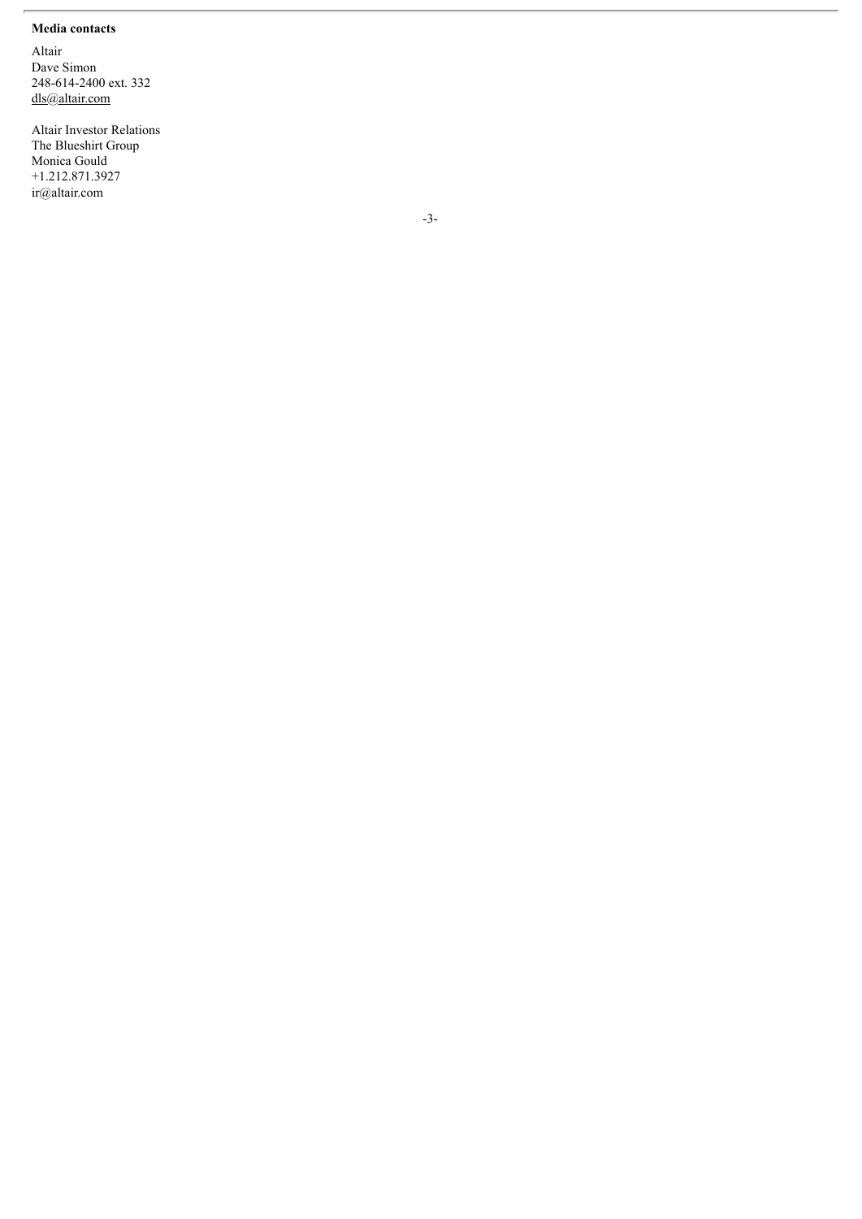**Media contacts**

Altair
Dave Simon
248-614-2400 ext. 332
dls@altair.com

Altair Investor Relations
The Blueshirt Group
Monica Gould
+1.212.871.3927
ir@altair.com